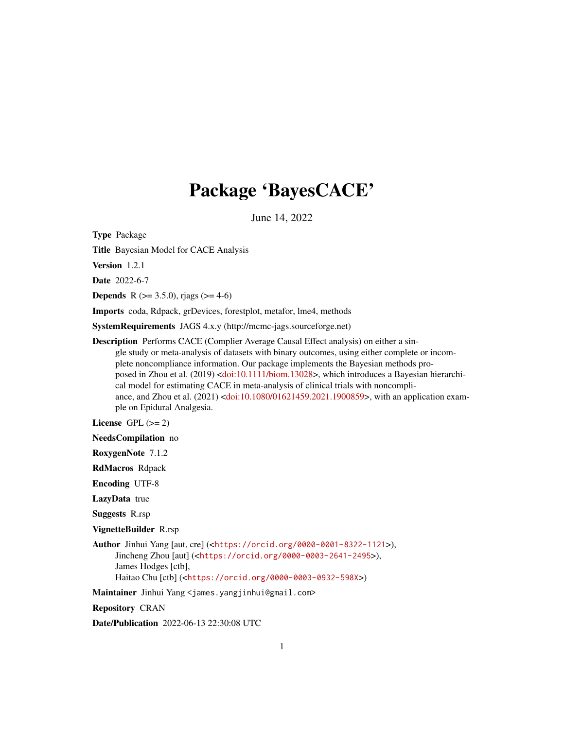# Package 'BayesCACE'

June 14, 2022

**Type** Package

**Title** Bayesian Model for CACE Analysis

**Version** 1.2.1

**Date** 2022-6-7

**Depends** R (>= 3.5.0), rjags (>= 4-6)

**Imports** coda, Rdpack, grDevices, forestplot, metafor, lme4, methods

**SystemRequirements** JAGS 4.x.y (http://mcmc-jags.sourceforge.net)

**Description** Performs CACE (Complier Average Causal Effect analysis) on either a single study or meta-analysis of datasets with binary outcomes, using either complete or incomplete noncompliance information. Our package implements the Bayesian methods proposed in Zhou et al. (2019) <doi:10.1111/biom.13028>, which introduces a Bayesian hierarchical model for estimating CACE in meta-analysis of clinical trials with noncompliance, and Zhou et al. (2021) <doi:10.1080/01621459.2021.1900859>, with an application example on Epidural Analgesia.

**License** GPL (>= 2)

**NeedsCompilation** no

**RoxygenNote** 7.1.2

**RdMacros** Rdpack

**Encoding** UTF-8

**LazyData** true

**Suggests** R.rsp

**VignetteBuilder** R.rsp

**Author** Jinhui Yang [aut, cre] (<https://orcid.org/0000-0001-8322-1121>),
Jincheng Zhou [aut] (<https://orcid.org/0000-0003-2641-2495>),
James Hodges [ctb],
Haitao Chu [ctb] (<https://orcid.org/0000-0003-0932-598X>)

**Maintainer** Jinhui Yang <james.yangjinhui@gmail.com>

**Repository** CRAN

**Date/Publication** 2022-06-13 22:30:08 UTC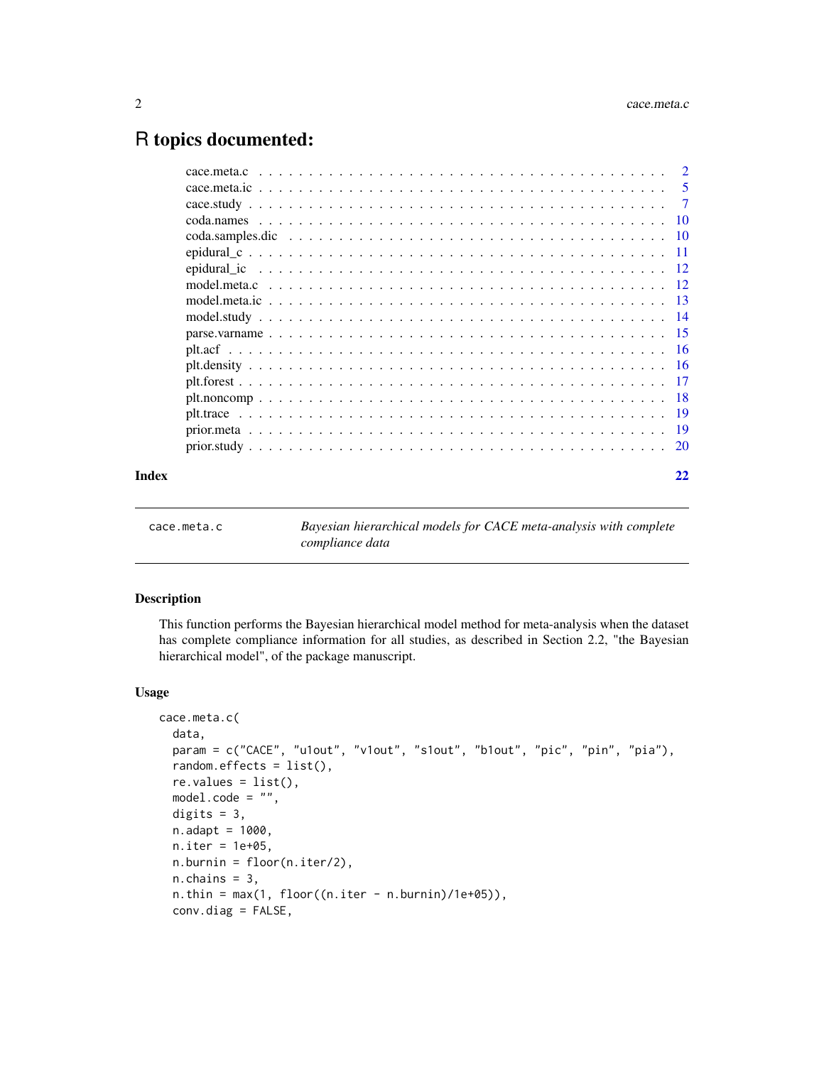# R topics documented:

| | |
|---|---|
| cace.meta.c | 2 |
| cace.meta.ic | 5 |
| cace.study | 7 |
| coda.names | 10 |
| coda.samples.dic | 10 |
| epidural_c | 11 |
| epidural_ic | 12 |
| model.meta.c | 12 |
| model.meta.ic | 13 |
| model.study | 14 |
| parse.varname | 15 |
| plt.acf | 16 |
| plt.density | 16 |
| plt.forest | 17 |
| plt.noncomp | 18 |
| plt.trace | 19 |
| prior.meta | 19 |
| prior.study | 20 |

**Index** 22

---

cace.meta.c — *Bayesian hierarchical models for CACE meta-analysis with complete compliance data*

---

## Description

This function performs the Bayesian hierarchical model method for meta-analysis when the dataset has complete compliance information for all studies, as described in Section 2.2, "the Bayesian hierarchical model", of the package manuscript.

## Usage

```
cace.meta.c(
  data,
  param = c("CACE", "u1out", "v1out", "s1out", "b1out", "pic", "pin", "pia"),
  random.effects = list(),
  re.values = list(),
  model.code = "",
  digits = 3,
  n.adapt = 1000,
  n.iter = 1e+05,
  n.burnin = floor(n.iter/2),
  n.chains = 3,
  n.thin = max(1, floor((n.iter - n.burnin)/1e+05)),
  conv.diag = FALSE,
```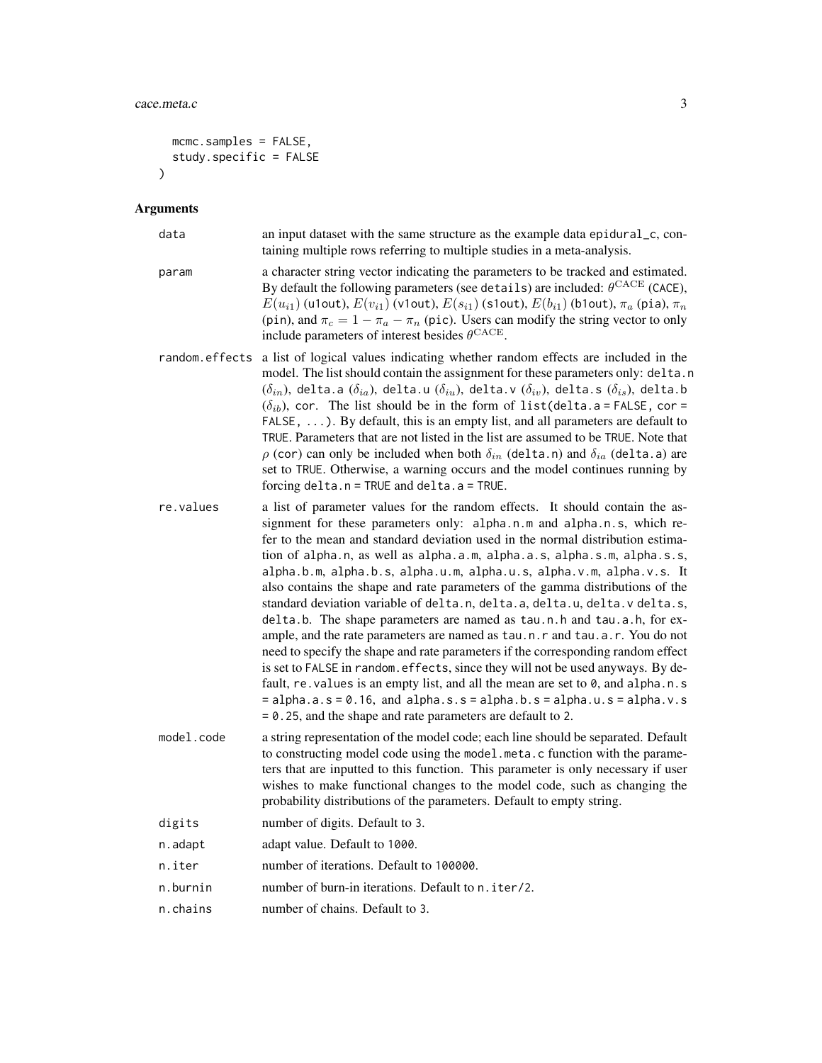```
  mcmc.samples = FALSE,
  study.specific = FALSE
)
```

## Arguments

**data** an input dataset with the same structure as the example data epidural_c, containing multiple rows referring to multiple studies in a meta-analysis.

**param** a character string vector indicating the parameters to be tracked and estimated. By default the following parameters (see details) are included: $\theta^{\text{CACE}}$ (CACE), $E(u_{i1})$ (u1out), $E(v_{i1})$ (v1out), $E(s_{i1})$ (s1out), $E(b_{i1})$ (b1out), $\pi_a$ (pia), $\pi_n$ (pin), and $\pi_c = 1 - \pi_a - \pi_n$ (pic). Users can modify the string vector to only include parameters of interest besides $\theta^{\text{CACE}}$.

**random.effects** a list of logical values indicating whether random effects are included in the model. The list should contain the assignment for these parameters only: delta.n ($\delta_{in}$), delta.a ($\delta_{ia}$), delta.u ($\delta_{iu}$), delta.v ($\delta_{iv}$), delta.s ($\delta_{is}$), delta.b ($\delta_{ib}$), cor. The list should be in the form of list(delta.a = FALSE, cor = FALSE, ...). By default, this is an empty list, and all parameters are default to TRUE. Parameters that are not listed in the list are assumed to be TRUE. Note that $\rho$ (cor) can only be included when both $\delta_{in}$ (delta.n) and $\delta_{ia}$ (delta.a) are set to TRUE. Otherwise, a warning occurs and the model continues running by forcing delta.n = TRUE and delta.a = TRUE.

**re.values** a list of parameter values for the random effects. It should contain the assignment for these parameters only: alpha.n.m and alpha.n.s, which refer to the mean and standard deviation used in the normal distribution estimation of alpha.n, as well as alpha.a.m, alpha.a.s, alpha.s.m, alpha.s.s, alpha.b.m, alpha.b.s, alpha.u.m, alpha.u.s, alpha.v.m, alpha.v.s. It also contains the shape and rate parameters of the gamma distributions of the standard deviation variable of delta.n, delta.a, delta.u, delta.v delta.s, delta.b. The shape parameters are named as tau.n.h and tau.a.h, for example, and the rate parameters are named as tau.n.r and tau.a.r. You do not need to specify the shape and rate parameters if the corresponding random effect is set to FALSE in random.effects, since they will not be used anyways. By default, re.values is an empty list, and all the mean are set to 0, and alpha.n.s = alpha.a.s = 0.16, and alpha.s.s = alpha.b.s = alpha.u.s = alpha.v.s = 0.25, and the shape and rate parameters are default to 2.

**model.code** a string representation of the model code; each line should be separated. Default to constructing model code using the model.meta.c function with the parameters that are inputted to this function. This parameter is only necessary if user wishes to make functional changes to the model code, such as changing the probability distributions of the parameters. Default to empty string.

**digits** number of digits. Default to 3.

**n.adapt** adapt value. Default to 1000.

**n.iter** number of iterations. Default to 100000.

**n.burnin** number of burn-in iterations. Default to n.iter/2.

**n.chains** number of chains. Default to 3.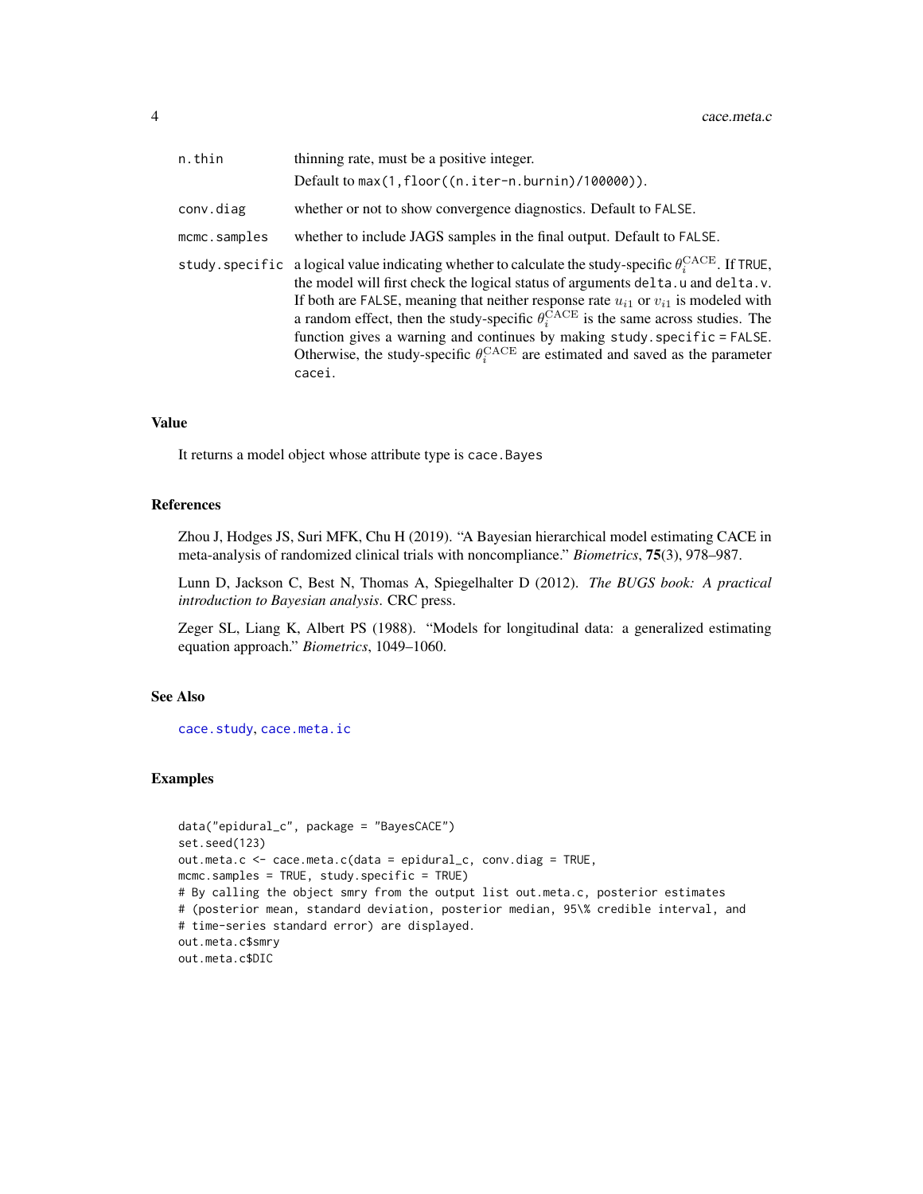| | |
|---|---|
| `n.thin` | thinning rate, must be a positive integer. Default to `max(1,floor((n.iter-n.burnin)/100000))`. |
| `conv.diag` | whether or not to show convergence diagnostics. Default to `FALSE`. |
| `mcmc.samples` | whether to include JAGS samples in the final output. Default to `FALSE`. |
| `study.specific` | a logical value indicating whether to calculate the study-specific $\theta_i^{\mathrm{CACE}}$. If `TRUE`, the model will first check the logical status of arguments `delta.u` and `delta.v`. If both are `FALSE`, meaning that neither response rate $u_{i1}$ or $v_{i1}$ is modeled with a random effect, then the study-specific $\theta_i^{\mathrm{CACE}}$ is the same across studies. The function gives a warning and continues by making `study.specific = FALSE`. Otherwise, the study-specific $\theta_i^{\mathrm{CACE}}$ are estimated and saved as the parameter `cacei`. |

## Value

It returns a model object whose attribute type is `cace.Bayes`

## References

Zhou J, Hodges JS, Suri MFK, Chu H (2019). "A Bayesian hierarchical model estimating CACE in meta-analysis of randomized clinical trials with noncompliance." *Biometrics*, **75**(3), 978–987.

Lunn D, Jackson C, Best N, Thomas A, Spiegelhalter D (2012). *The BUGS book: A practical introduction to Bayesian analysis*. CRC press.

Zeger SL, Liang K, Albert PS (1988). "Models for longitudinal data: a generalized estimating equation approach." *Biometrics*, 1049–1060.

## See Also

`cace.study`, `cace.meta.ic`

## Examples

```
data("epidural_c", package = "BayesCACE")
set.seed(123)
out.meta.c <- cace.meta.c(data = epidural_c, conv.diag = TRUE,
mcmc.samples = TRUE, study.specific = TRUE)
# By calling the object smry from the output list out.meta.c, posterior estimates
# (posterior mean, standard deviation, posterior median, 95\% credible interval, and
# time-series standard error) are displayed.
out.meta.c$smry
out.meta.c$DIC
```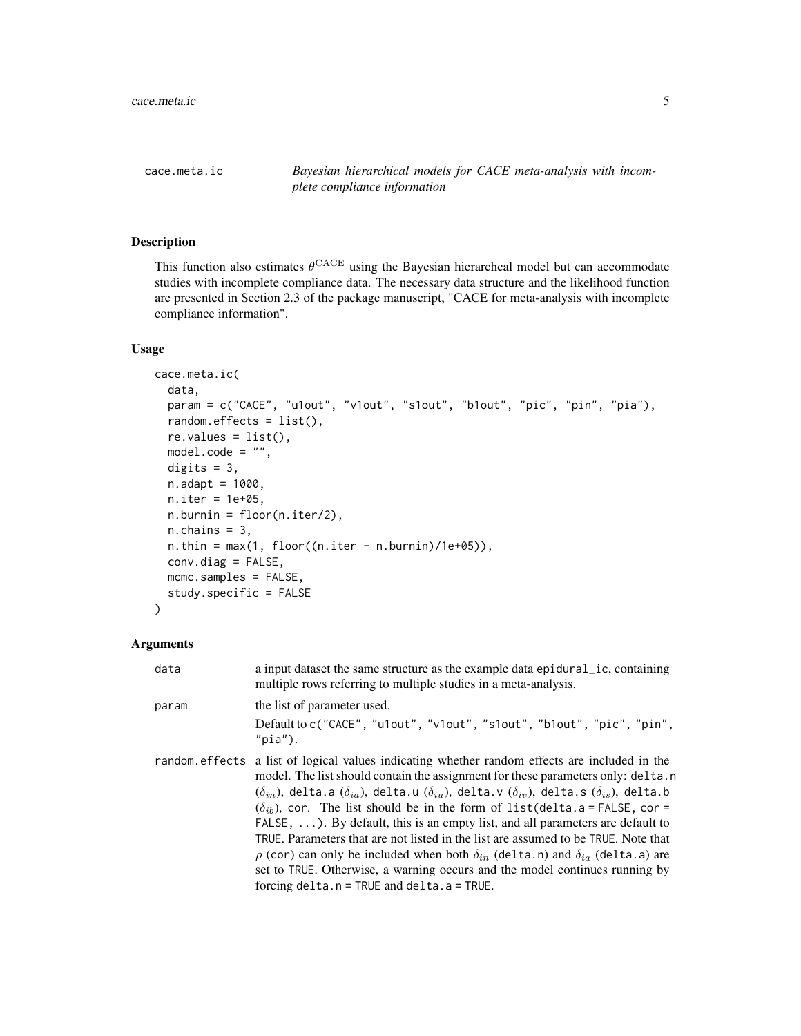cace.meta.ic    *Bayesian hierarchical models for CACE meta-analysis with incomplete compliance information*

## Description

This function also estimates $\theta^{\mathrm{CACE}}$ using the Bayesian hierarchcal model but can accommodate studies with incomplete compliance data. The necessary data structure and the likelihood function are presented in Section 2.3 of the package manuscript, "CACE for meta-analysis with incomplete compliance information".

## Usage

```
cace.meta.ic(
  data,
  param = c("CACE", "u1out", "v1out", "s1out", "b1out", "pic", "pin", "pia"),
  random.effects = list(),
  re.values = list(),
  model.code = "",
  digits = 3,
  n.adapt = 1000,
  n.iter = 1e+05,
  n.burnin = floor(n.iter/2),
  n.chains = 3,
  n.thin = max(1, floor((n.iter - n.burnin)/1e+05)),
  conv.diag = FALSE,
  mcmc.samples = FALSE,
  study.specific = FALSE
)
```

## Arguments

| | |
|---|---|
| data | a input dataset the same structure as the example data `epidural_ic`, containing multiple rows referring to multiple studies in a meta-analysis. |
| param | the list of parameter used. Default to `c("CACE", "u1out", "v1out", "s1out", "b1out", "pic", "pin", "pia")`. |
| random.effects | a list of logical values indicating whether random effects are included in the model. The list should contain the assignment for these parameters only: `delta.n` ($\delta_{in}$), `delta.a` ($\delta_{ia}$), `delta.u` ($\delta_{iu}$), `delta.v` ($\delta_{iv}$), `delta.s` ($\delta_{is}$), `delta.b` ($\delta_{ib}$), `cor`. The list should be in the form of `list(delta.a = FALSE, cor = FALSE, ...)`. By default, this is an empty list, and all parameters are default to `TRUE`. Parameters that are not listed in the list are assumed to be `TRUE`. Note that $\rho$ (`cor`) can only be included when both $\delta_{in}$ (`delta.n`) and $\delta_{ia}$ (`delta.a`) are set to `TRUE`. Otherwise, a warning occurs and the model continues running by forcing `delta.n = TRUE` and `delta.a = TRUE`. |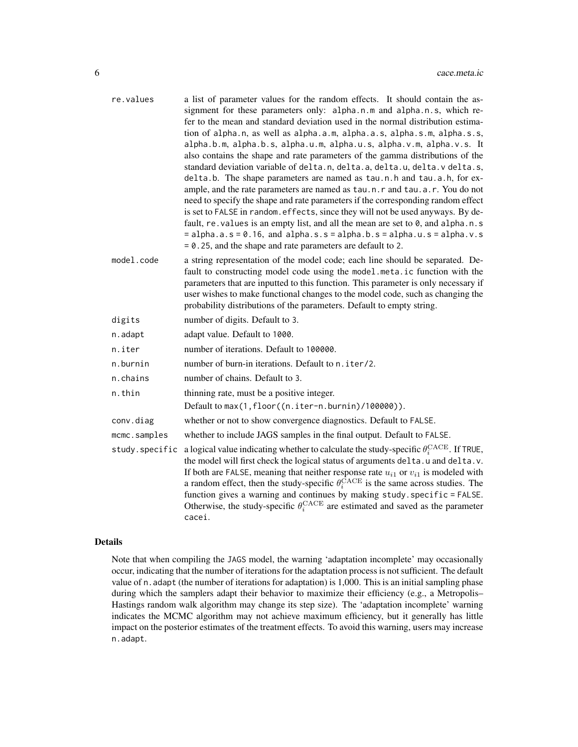re.values
: a list of parameter values for the random effects. It should contain the assignment for these parameters only: `alpha.n.m` and `alpha.n.s`, which refer to the mean and standard deviation used in the normal distribution estimation of `alpha.n`, as well as `alpha.a.m`, `alpha.a.s`, `alpha.s.m`, `alpha.s.s`, `alpha.b.m`, `alpha.b.s`, `alpha.u.m`, `alpha.u.s`, `alpha.v.m`, `alpha.v.s`. It also contains the shape and rate parameters of the gamma distributions of the standard deviation variable of `delta.n`, `delta.a`, `delta.u`, `delta.v` `delta.s`, `delta.b`. The shape parameters are named as `tau.n.h` and `tau.a.h`, for example, and the rate parameters are named as `tau.n.r` and `tau.a.r`. You do not need to specify the shape and rate parameters if the corresponding random effect is set to `FALSE` in `random.effects`, since they will not be used anyways. By default, `re.values` is an empty list, and all the mean are set to `0`, and `alpha.n.s = alpha.a.s = 0.16`, and `alpha.s.s = alpha.b.s = alpha.u.s = alpha.v.s = 0.25`, and the shape and rate parameters are default to `2`.

model.code
: a string representation of the model code; each line should be separated. Default to constructing model code using the `model.meta.ic` function with the parameters that are inputted to this function. This parameter is only necessary if user wishes to make functional changes to the model code, such as changing the probability distributions of the parameters. Default to empty string.

digits
: number of digits. Default to `3`.

n.adapt
: adapt value. Default to `1000`.

n.iter
: number of iterations. Default to `100000`.

n.burnin
: number of burn-in iterations. Default to `n.iter/2`.

n.chains
: number of chains. Default to `3`.

n.thin
: thinning rate, must be a positive integer.
Default to `max(1,floor((n.iter-n.burnin)/100000))`.

conv.diag
: whether or not to show convergence diagnostics. Default to `FALSE`.

mcmc.samples
: whether to include JAGS samples in the final output. Default to `FALSE`.

study.specific
: a logical value indicating whether to calculate the study-specific $\theta_i^{\mathrm{CACE}}$. If `TRUE`, the model will first check the logical status of arguments `delta.u` and `delta.v`. If both are `FALSE`, meaning that neither response rate $u_{i1}$ or $v_{i1}$ is modeled with a random effect, then the study-specific $\theta_i^{\mathrm{CACE}}$ is the same across studies. The function gives a warning and continues by making `study.specific = FALSE`. Otherwise, the study-specific $\theta_i^{\mathrm{CACE}}$ are estimated and saved as the parameter `cacei`.

## Details

Note that when compiling the JAGS model, the warning 'adaptation incomplete' may occasionally occur, indicating that the number of iterations for the adaptation process is not sufficient. The default value of `n.adapt` (the number of iterations for adaptation) is 1,000. This is an initial sampling phase during which the samplers adapt their behavior to maximize their efficiency (e.g., a Metropolis–Hastings random walk algorithm may change its step size). The 'adaptation incomplete' warning indicates the MCMC algorithm may not achieve maximum efficiency, but it generally has little impact on the posterior estimates of the treatment effects. To avoid this warning, users may increase `n.adapt`.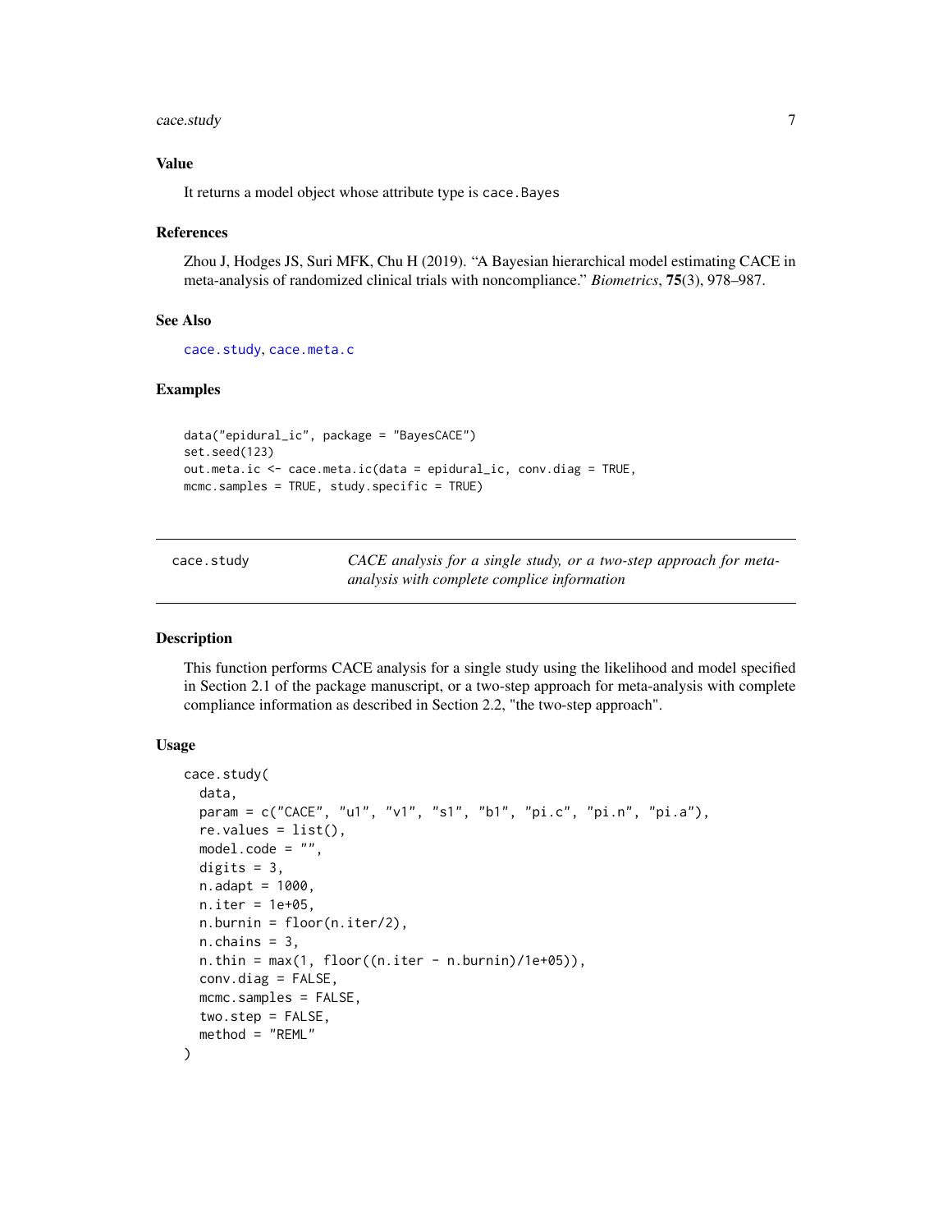### Value

It returns a model object whose attribute type is `cace.Bayes`

### References

Zhou J, Hodges JS, Suri MFK, Chu H (2019). "A Bayesian hierarchical model estimating CACE in meta-analysis of randomized clinical trials with noncompliance." *Biometrics*, **75**(3), 978–987.

### See Also

`cace.study`, `cace.meta.c`

### Examples

```
data("epidural_ic", package = "BayesCACE")
set.seed(123)
out.meta.ic <- cace.meta.ic(data = epidural_ic, conv.diag = TRUE,
mcmc.samples = TRUE, study.specific = TRUE)
```

---

## cace.study

*CACE analysis for a single study, or a two-step approach for meta-analysis with complete complice information*

---

### Description

This function performs CACE analysis for a single study using the likelihood and model specified in Section 2.1 of the package manuscript, or a two-step approach for meta-analysis with complete compliance information as described in Section 2.2, "the two-step approach".

### Usage

```
cace.study(
  data,
  param = c("CACE", "u1", "v1", "s1", "b1", "pi.c", "pi.n", "pi.a"),
  re.values = list(),
  model.code = "",
  digits = 3,
  n.adapt = 1000,
  n.iter = 1e+05,
  n.burnin = floor(n.iter/2),
  n.chains = 3,
  n.thin = max(1, floor((n.iter - n.burnin)/1e+05)),
  conv.diag = FALSE,
  mcmc.samples = FALSE,
  two.step = FALSE,
  method = "REML"
)
```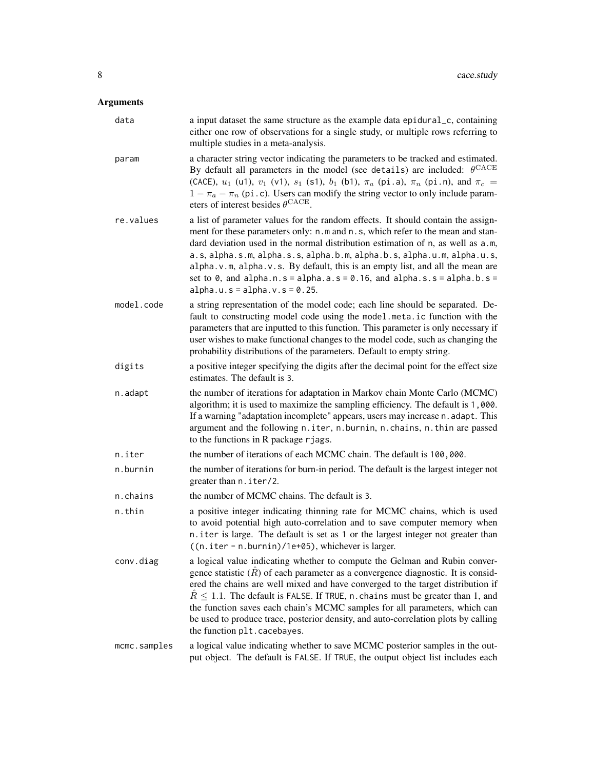## Arguments

data
: a input dataset the same structure as the example data `epidural_c`, containing either one row of observations for a single study, or multiple rows referring to multiple studies in a meta-analysis.

param
: a character string vector indicating the parameters to be tracked and estimated. By default all parameters in the model (see `details`) are included: $\theta^{\mathrm{CACE}}$ (`CACE`), $u_1$ (`u1`), $v_1$ (`v1`), $s_1$ (`s1`), $b_1$ (`b1`), $\pi_a$ (`pi.a`), $\pi_n$ (`pi.n`), and $\pi_c = 1 - \pi_a - \pi_n$ (`pi.c`). Users can modify the string vector to only include parameters of interest besides $\theta^{\mathrm{CACE}}$.

re.values
: a list of parameter values for the random effects. It should contain the assignment for these parameters only: `n.m` and `n.s`, which refer to the mean and standard deviation used in the normal distribution estimation of `n`, as well as `a.m`, `a.s`, `alpha.s.m`, `alpha.s.s`, `alpha.b.m`, `alpha.b.s`, `alpha.u.m`, `alpha.u.s`, `alpha.v.m`, `alpha.v.s`. By default, this is an empty list, and all the mean are set to `0`, and `alpha.n.s = alpha.a.s = 0.16`, and `alpha.s.s = alpha.b.s = alpha.u.s = alpha.v.s = 0.25`.

model.code
: a string representation of the model code; each line should be separated. Default to constructing model code using the `model.meta.ic` function with the parameters that are inputted to this function. This parameter is only necessary if user wishes to make functional changes to the model code, such as changing the probability distributions of the parameters. Default to empty string.

digits
: a positive integer specifying the digits after the decimal point for the effect size estimates. The default is `3`.

n.adapt
: the number of iterations for adaptation in Markov chain Monte Carlo (MCMC) algorithm; it is used to maximize the sampling efficiency. The default is `1,000`. If a warning "adaptation incomplete" appears, users may increase `n.adapt`. This argument and the following `n.iter`, `n.burnin`, `n.chains`, `n.thin` are passed to the functions in R package `rjags`.

n.iter
: the number of iterations of each MCMC chain. The default is `100,000`.

n.burnin
: the number of iterations for burn-in period. The default is the largest integer not greater than `n.iter/2`.

n.chains
: the number of MCMC chains. The default is `3`.

n.thin
: a positive integer indicating thinning rate for MCMC chains, which is used to avoid potential high auto-correlation and to save computer memory when `n.iter` is large. The default is set as `1` or the largest integer not greater than `((n.iter - n.burnin)/1e+05)`, whichever is larger.

conv.diag
: a logical value indicating whether to compute the Gelman and Rubin convergence statistic ($\hat{R}$) of each parameter as a convergence diagnostic. It is considered the chains are well mixed and have converged to the target distribution if $\hat{R} \leq 1.1$. The default is `FALSE`. If `TRUE`, `n.chains` must be greater than 1, and the function saves each chain's MCMC samples for all parameters, which can be used to produce trace, posterior density, and auto-correlation plots by calling the function `plt.cacebayes`.

mcmc.samples
: a logical value indicating whether to save MCMC posterior samples in the output object. The default is `FALSE`. If `TRUE`, the output object list includes each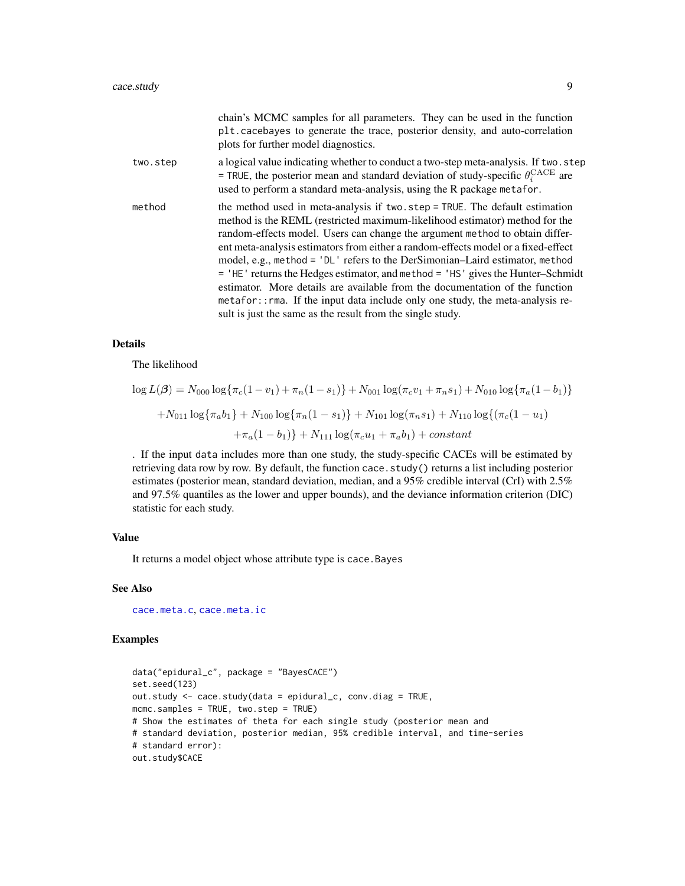chain's MCMC samples for all parameters. They can be used in the function `plt.cacebayes` to generate the trace, posterior density, and auto-correlation plots for further model diagnostics.

`two.step` a logical value indicating whether to conduct a two-step meta-analysis. If `two.step = TRUE`, the posterior mean and standard deviation of study-specific $\theta_i^{\text{CACE}}$ are used to perform a standard meta-analysis, using the R package `metafor`.

`method` the method used in meta-analysis if `two.step = TRUE`. The default estimation method is the REML (restricted maximum-likelihood estimator) method for the random-effects model. Users can change the argument `method` to obtain different meta-analysis estimators from either a random-effects model or a fixed-effect model, e.g., `method = 'DL'` refers to the DerSimonian–Laird estimator, `method = 'HE'` returns the Hedges estimator, and `method = 'HS'` gives the Hunter–Schmidt estimator. More details are available from the documentation of the function `metafor::rma`. If the input data include only one study, the meta-analysis result is just the same as the result from the single study.

## Details

The likelihood

$$\log L(\boldsymbol{\beta}) = N_{000} \log\{\pi_c(1-v_1) + \pi_n(1-s_1)\} + N_{001} \log(\pi_c v_1 + \pi_n s_1) + N_{010} \log\{\pi_a(1-b_1)\}$$
$$+N_{011} \log\{\pi_a b_1\} + N_{100} \log\{\pi_n(1-s_1)\} + N_{101} \log(\pi_n s_1) + N_{110} \log\{(\pi_c(1-u_1)$$
$$+\pi_a(1-b_1)\} + N_{111} \log(\pi_c u_1 + \pi_a b_1) + constant$$

. If the input `data` includes more than one study, the study-specific CACEs will be estimated by retrieving data row by row. By default, the function `cace.study()` returns a list including posterior estimates (posterior mean, standard deviation, median, and a 95% credible interval (CrI) with 2.5% and 97.5% quantiles as the lower and upper bounds), and the deviance information criterion (DIC) statistic for each study.

## Value

It returns a model object whose attribute type is `cace.Bayes`

## See Also

`cace.meta.c`, `cace.meta.ic`

## Examples

```
data("epidural_c", package = "BayesCACE")
set.seed(123)
out.study <- cace.study(data = epidural_c, conv.diag = TRUE,
mcmc.samples = TRUE, two.step = TRUE)
# Show the estimates of theta for each single study (posterior mean and
# standard deviation, posterior median, 95% credible interval, and time-series
# standard error):
out.study$CACE
```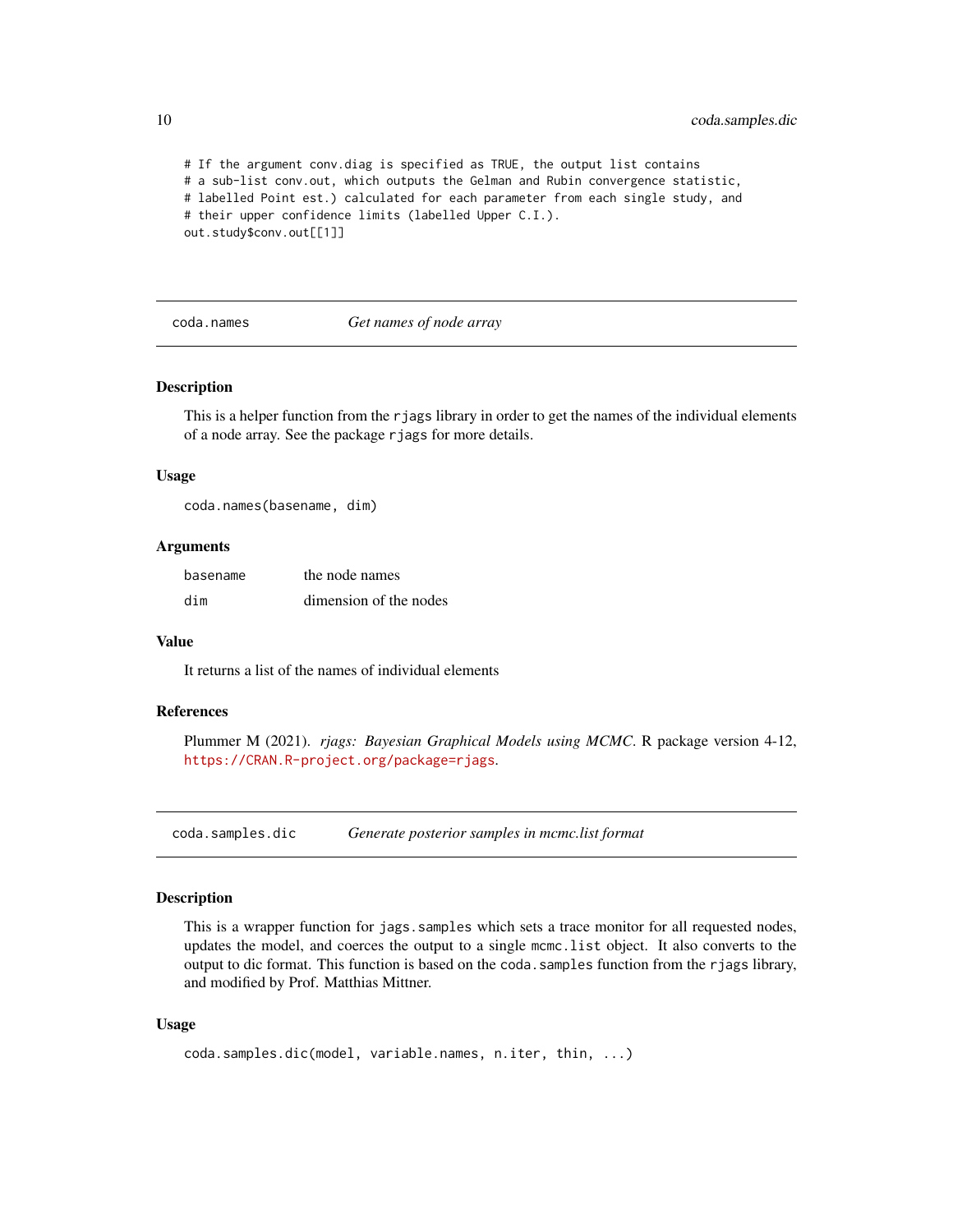```
# If the argument conv.diag is specified as TRUE, the output list contains
# a sub-list conv.out, which outputs the Gelman and Rubin convergence statistic,
# labelled Point est.) calculated for each parameter from each single study, and
# their upper confidence limits (labelled Upper C.I.).
out.study$conv.out[[1]]
```

## coda.names — *Get names of node array*

### Description

This is a helper function from the `rjags` library in order to get the names of the individual elements of a node array. See the package `rjags` for more details.

### Usage

```
coda.names(basename, dim)
```

### Arguments

| | |
|---|---|
| `basename` | the node names |
| `dim` | dimension of the nodes |

### Value

It returns a list of the names of individual elements

### References

Plummer M (2021). *rjags: Bayesian Graphical Models using MCMC*. R package version 4-12, https://CRAN.R-project.org/package=rjags.

## coda.samples.dic — *Generate posterior samples in mcmc.list format*

### Description

This is a wrapper function for `jags.samples` which sets a trace monitor for all requested nodes, updates the model, and coerces the output to a single `mcmc.list` object. It also converts to the output to dic format. This function is based on the `coda.samples` function from the `rjags` library, and modified by Prof. Matthias Mittner.

### Usage

```
coda.samples.dic(model, variable.names, n.iter, thin, ...)
```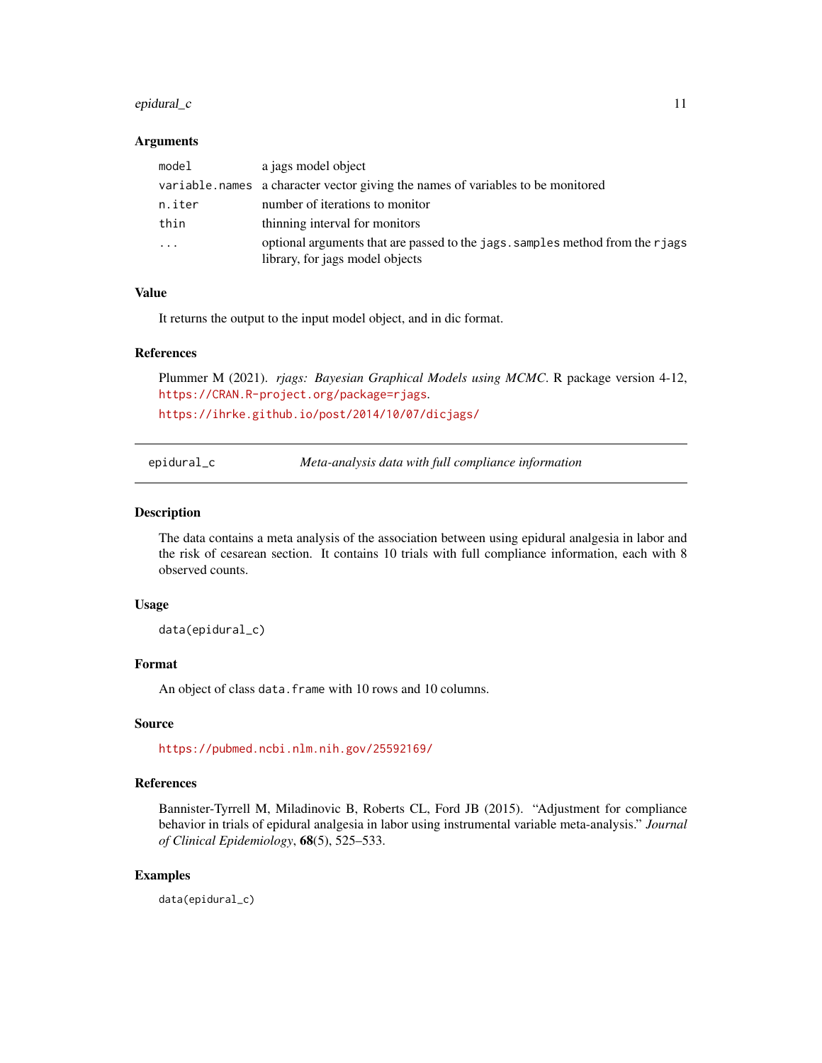### Arguments

| | |
|---|---|
| `model` | a jags model object |
| `variable.names` | a character vector giving the names of variables to be monitored |
| `n.iter` | number of iterations to monitor |
| `thin` | thinning interval for monitors |
| `...` | optional arguments that are passed to the `jags.samples` method from the `rjags` library, for jags model objects |

### Value

It returns the output to the input model object, and in dic format.

### References

Plummer M (2021). *rjags: Bayesian Graphical Models using MCMC*. R package version 4-12, https://CRAN.R-project.org/package=rjags.

https://ihrke.github.io/post/2014/10/07/dicjags/

---

## epidural_c — *Meta-analysis data with full compliance information*

### Description

The data contains a meta analysis of the association between using epidural analgesia in labor and the risk of cesarean section. It contains 10 trials with full compliance information, each with 8 observed counts.

### Usage

```
data(epidural_c)
```

### Format

An object of class `data.frame` with 10 rows and 10 columns.

### Source

https://pubmed.ncbi.nlm.nih.gov/25592169/

### References

Bannister-Tyrrell M, Miladinovic B, Roberts CL, Ford JB (2015). "Adjustment for compliance behavior in trials of epidural analgesia in labor using instrumental variable meta-analysis." *Journal of Clinical Epidemiology*, **68**(5), 525–533.

### Examples

```
data(epidural_c)
```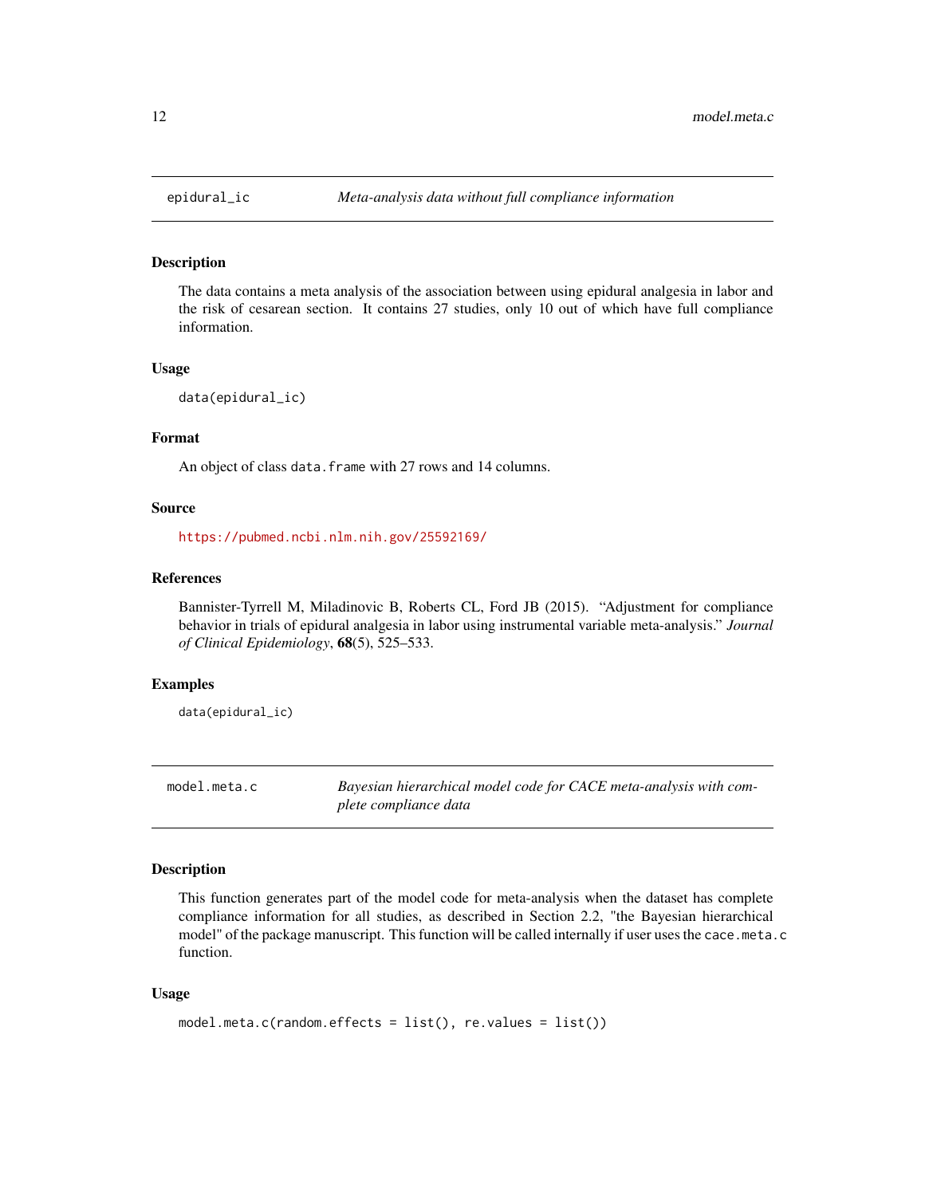## epidural_ic — *Meta-analysis data without full compliance information*

### Description

The data contains a meta analysis of the association between using epidural analgesia in labor and the risk of cesarean section. It contains 27 studies, only 10 out of which have full compliance information.

### Usage

```
data(epidural_ic)
```

### Format

An object of class `data.frame` with 27 rows and 14 columns.

### Source

https://pubmed.ncbi.nlm.nih.gov/25592169/

### References

Bannister-Tyrrell M, Miladinovic B, Roberts CL, Ford JB (2015). "Adjustment for compliance behavior in trials of epidural analgesia in labor using instrumental variable meta-analysis." *Journal of Clinical Epidemiology*, **68**(5), 525–533.

### Examples

```
data(epidural_ic)
```

## model.meta.c — *Bayesian hierarchical model code for CACE meta-analysis with complete compliance data*

### Description

This function generates part of the model code for meta-analysis when the dataset has complete compliance information for all studies, as described in Section 2.2, "the Bayesian hierarchical model" of the package manuscript. This function will be called internally if user uses the `cace.meta.c` function.

### Usage

```
model.meta.c(random.effects = list(), re.values = list())
```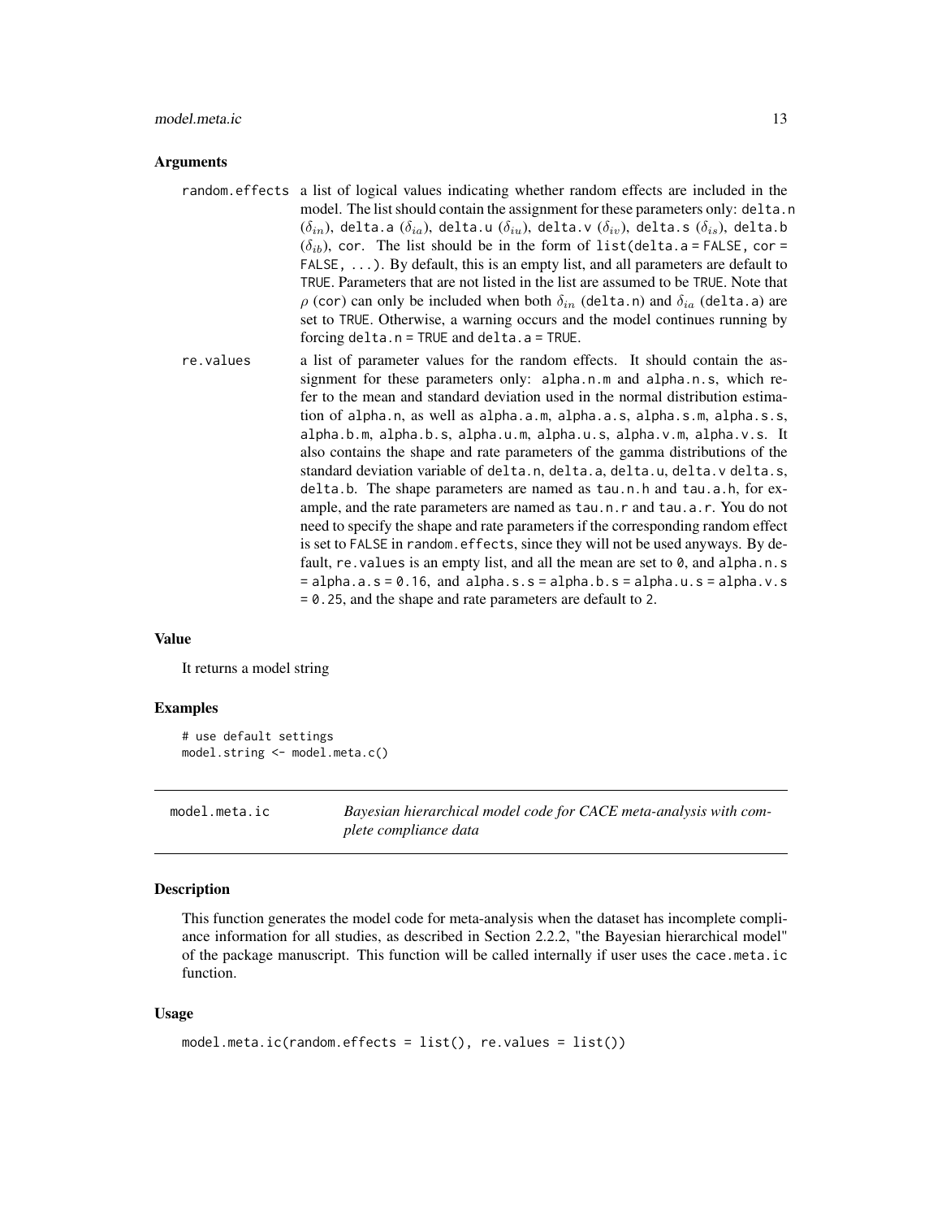### Arguments

random.effects a list of logical values indicating whether random effects are included in the model. The list should contain the assignment for these parameters only: delta.n ($\delta_{in}$), delta.a ($\delta_{ia}$), delta.u ($\delta_{iu}$), delta.v ($\delta_{iv}$), delta.s ($\delta_{is}$), delta.b ($\delta_{ib}$), cor. The list should be in the form of list(delta.a = FALSE, cor = FALSE, ...). By default, this is an empty list, and all parameters are default to TRUE. Parameters that are not listed in the list are assumed to be TRUE. Note that $\rho$ (cor) can only be included when both $\delta_{in}$ (delta.n) and $\delta_{ia}$ (delta.a) are set to TRUE. Otherwise, a warning occurs and the model continues running by forcing delta.n = TRUE and delta.a = TRUE.

re.values a list of parameter values for the random effects. It should contain the assignment for these parameters only: alpha.n.m and alpha.n.s, which refer to the mean and standard deviation used in the normal distribution estimation of alpha.n, as well as alpha.a.m, alpha.a.s, alpha.s.m, alpha.s.s, alpha.b.m, alpha.b.s, alpha.u.m, alpha.u.s, alpha.v.m, alpha.v.s. It also contains the shape and rate parameters of the gamma distributions of the standard deviation variable of delta.n, delta.a, delta.u, delta.v delta.s, delta.b. The shape parameters are named as tau.n.h and tau.a.h, for example, and the rate parameters are named as tau.n.r and tau.a.r. You do not need to specify the shape and rate parameters if the corresponding random effect is set to FALSE in random.effects, since they will not be used anyways. By default, re.values is an empty list, and all the mean are set to 0, and alpha.n.s = alpha.a.s = 0.16, and alpha.s.s = alpha.b.s = alpha.u.s = alpha.v.s = 0.25, and the shape and rate parameters are default to 2.

### Value

It returns a model string

### Examples

```
# use default settings
model.string <- model.meta.c()
```

---

## model.meta.ic — *Bayesian hierarchical model code for CACE meta-analysis with complete compliance data*

### Description

This function generates the model code for meta-analysis when the dataset has incomplete compliance information for all studies, as described in Section 2.2.2, "the Bayesian hierarchical model" of the package manuscript. This function will be called internally if user uses the cace.meta.ic function.

### Usage

```
model.meta.ic(random.effects = list(), re.values = list())
```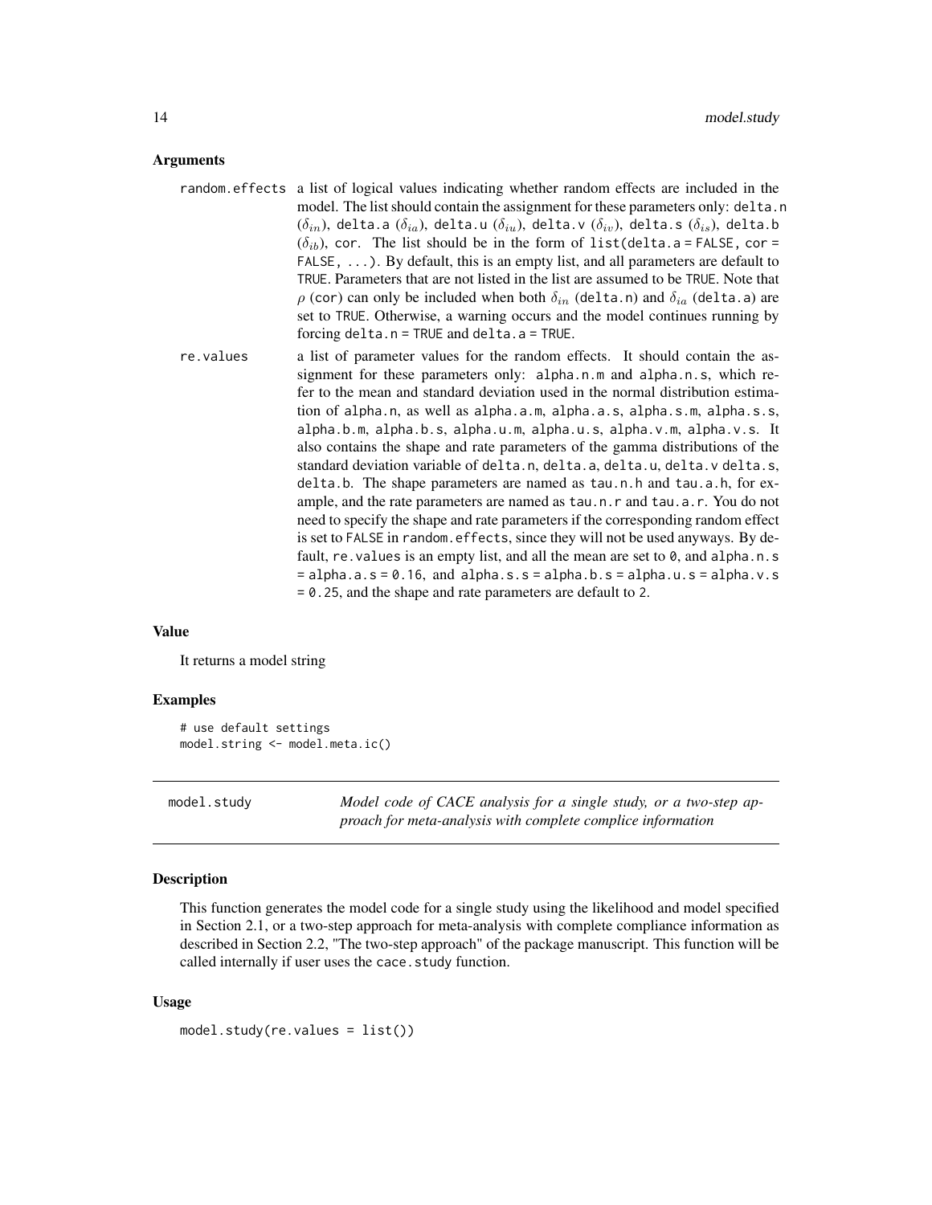### Arguments

**random.effects** a list of logical values indicating whether random effects are included in the model. The list should contain the assignment for these parameters only: `delta.n` ($\delta_{in}$), `delta.a` ($\delta_{ia}$), `delta.u` ($\delta_{iu}$), `delta.v` ($\delta_{iv}$), `delta.s` ($\delta_{is}$), `delta.b` ($\delta_{ib}$), `cor`. The list should be in the form of `list(delta.a = FALSE, cor = FALSE, ...)`. By default, this is an empty list, and all parameters are default to `TRUE`. Parameters that are not listed in the list are assumed to be `TRUE`. Note that $\rho$ (`cor`) can only be included when both $\delta_{in}$ (`delta.n`) and $\delta_{ia}$ (`delta.a`) are set to `TRUE`. Otherwise, a warning occurs and the model continues running by forcing `delta.n = TRUE` and `delta.a = TRUE`.

**re.values** a list of parameter values for the random effects. It should contain the assignment for these parameters only: `alpha.n.m` and `alpha.n.s`, which refer to the mean and standard deviation used in the normal distribution estimation of `alpha.n`, as well as `alpha.a.m`, `alpha.a.s`, `alpha.s.m`, `alpha.s.s`, `alpha.b.m`, `alpha.b.s`, `alpha.u.m`, `alpha.u.s`, `alpha.v.m`, `alpha.v.s`. It also contains the shape and rate parameters of the gamma distributions of the standard deviation variable of `delta.n`, `delta.a`, `delta.u`, `delta.v` `delta.s`, `delta.b`. The shape parameters are named as `tau.n.h` and `tau.a.h`, for example, and the rate parameters are named as `tau.n.r` and `tau.a.r`. You do not need to specify the shape and rate parameters if the corresponding random effect is set to `FALSE` in `random.effects`, since they will not be used anyways. By default, `re.values` is an empty list, and all the mean are set to `0`, and `alpha.n.s = alpha.a.s = 0.16`, and `alpha.s.s = alpha.b.s = alpha.u.s = alpha.v.s = 0.25`, and the shape and rate parameters are default to `2`.

### Value

It returns a model string

### Examples

```
# use default settings
model.string <- model.meta.ic()
```

---

## model.study — *Model code of CACE analysis for a single study, or a two-step approach for meta-analysis with complete complice information*

### Description

This function generates the model code for a single study using the likelihood and model specified in Section 2.1, or a two-step approach for meta-analysis with complete compliance information as described in Section 2.2, "The two-step approach" of the package manuscript. This function will be called internally if user uses the `cace.study` function.

### Usage

```
model.study(re.values = list())
```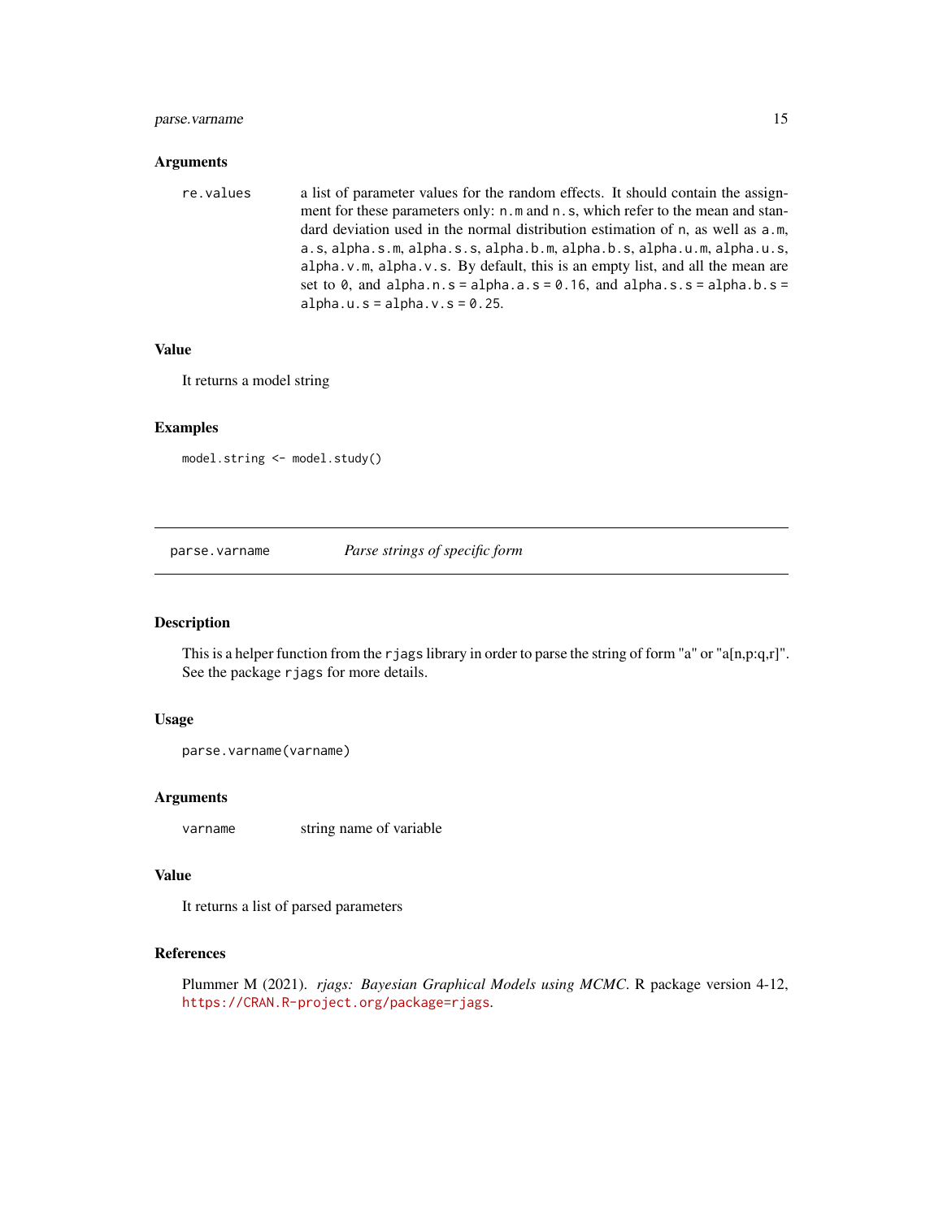### Arguments

`re.values` a list of parameter values for the random effects. It should contain the assignment for these parameters only: `n.m` and `n.s`, which refer to the mean and standard deviation used in the normal distribution estimation of `n`, as well as `a.m`, `a.s`, `alpha.s.m`, `alpha.s.s`, `alpha.b.m`, `alpha.b.s`, `alpha.u.m`, `alpha.u.s`, `alpha.v.m`, `alpha.v.s`. By default, this is an empty list, and all the mean are set to `0`, and `alpha.n.s = alpha.a.s = 0.16`, and `alpha.s.s = alpha.b.s = alpha.u.s = alpha.v.s = 0.25`.

### Value

It returns a model string

### Examples

```
model.string <- model.study()
```

---

## parse.varname *Parse strings of specific form*

---

### Description

This is a helper function from the `rjags` library in order to parse the string of form "a" or "a[n,p:q,r]". See the package `rjags` for more details.

### Usage

```
parse.varname(varname)
```

### Arguments

`varname` string name of variable

### Value

It returns a list of parsed parameters

### References

Plummer M (2021). *rjags: Bayesian Graphical Models using MCMC*. R package version 4-12, https://CRAN.R-project.org/package=rjags.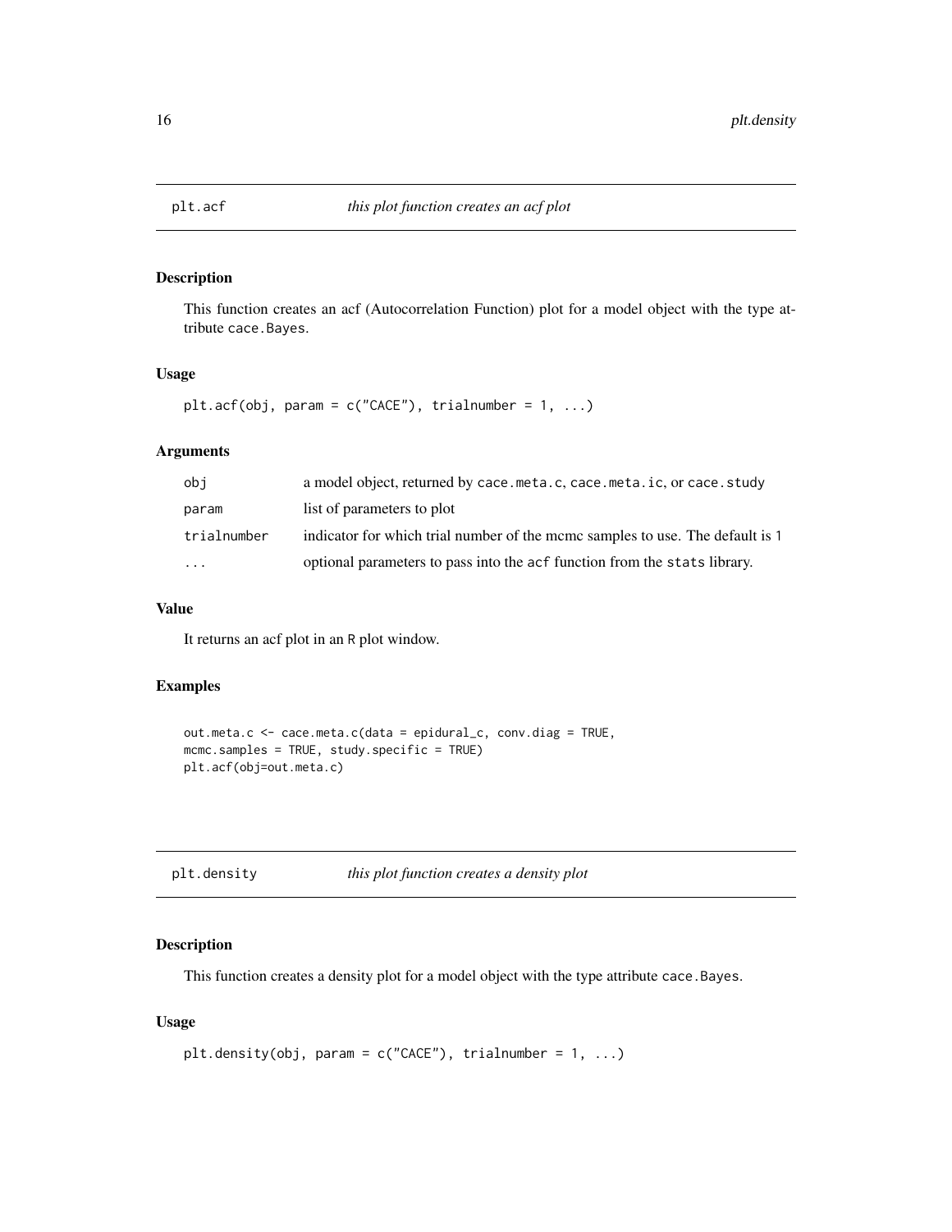## plt.acf *this plot function creates an acf plot*

### Description

This function creates an acf (Autocorrelation Function) plot for a model object with the type attribute `cace.Bayes`.

### Usage

```
plt.acf(obj, param = c("CACE"), trialnumber = 1, ...)
```

### Arguments

| | |
|---|---|
| `obj` | a model object, returned by `cace.meta.c`, `cace.meta.ic`, or `cace.study` |
| `param` | list of parameters to plot |
| `trialnumber` | indicator for which trial number of the mcmc samples to use. The default is `1` |
| `...` | optional parameters to pass into the `acf` function from the `stats` library. |

### Value

It returns an acf plot in an `R` plot window.

### Examples

```
out.meta.c <- cace.meta.c(data = epidural_c, conv.diag = TRUE,
mcmc.samples = TRUE, study.specific = TRUE)
plt.acf(obj=out.meta.c)
```

## plt.density *this plot function creates a density plot*

### Description

This function creates a density plot for a model object with the type attribute `cace.Bayes`.

### Usage

```
plt.density(obj, param = c("CACE"), trialnumber = 1, ...)
```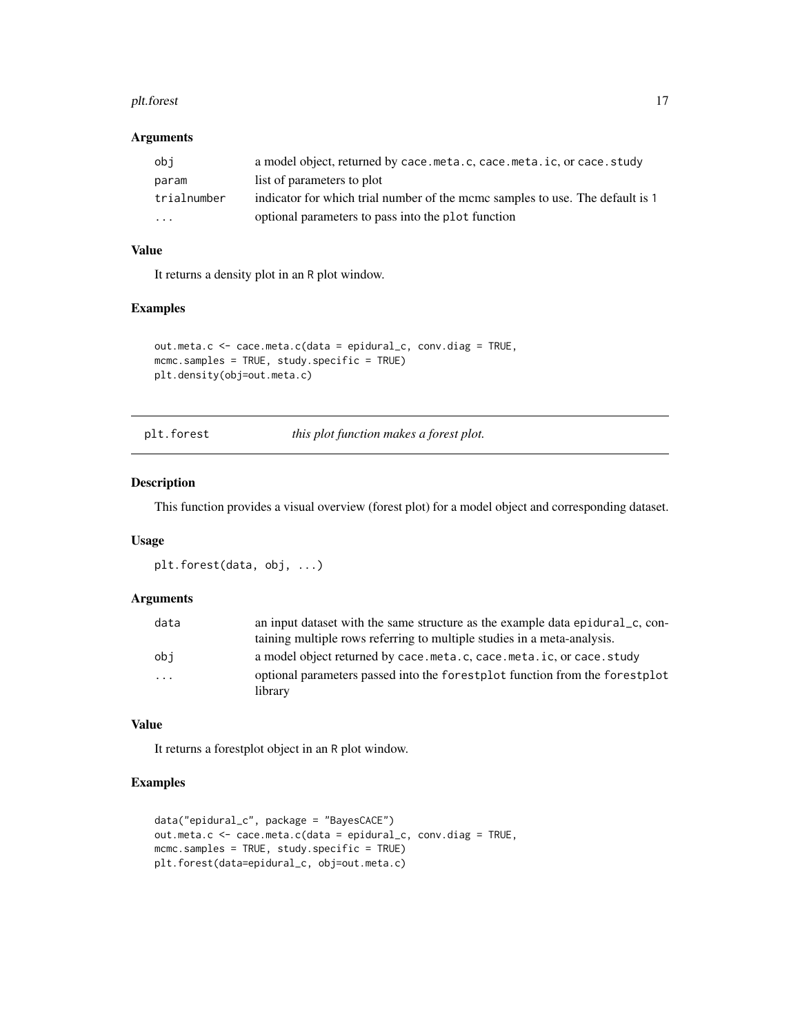### Arguments

| | |
|---|---|
| obj | a model object, returned by cace.meta.c, cace.meta.ic, or cace.study |
| param | list of parameters to plot |
| trialnumber | indicator for which trial number of the mcmc samples to use. The default is 1 |
| ... | optional parameters to pass into the plot function |

### Value

It returns a density plot in an R plot window.

### Examples

```
out.meta.c <- cace.meta.c(data = epidural_c, conv.diag = TRUE,
mcmc.samples = TRUE, study.specific = TRUE)
plt.density(obj=out.meta.c)
```

## plt.forest — *this plot function makes a forest plot.*

### Description

This function provides a visual overview (forest plot) for a model object and corresponding dataset.

### Usage

```
plt.forest(data, obj, ...)
```

### Arguments

| | |
|---|---|
| data | an input dataset with the same structure as the example data epidural_c, containing multiple rows referring to multiple studies in a meta-analysis. |
| obj | a model object returned by cace.meta.c, cace.meta.ic, or cace.study |
| ... | optional parameters passed into the forestplot function from the forestplot library |

### Value

It returns a forestplot object in an R plot window.

### Examples

```
data("epidural_c", package = "BayesCACE")
out.meta.c <- cace.meta.c(data = epidural_c, conv.diag = TRUE,
mcmc.samples = TRUE, study.specific = TRUE)
plt.forest(data=epidural_c, obj=out.meta.c)
```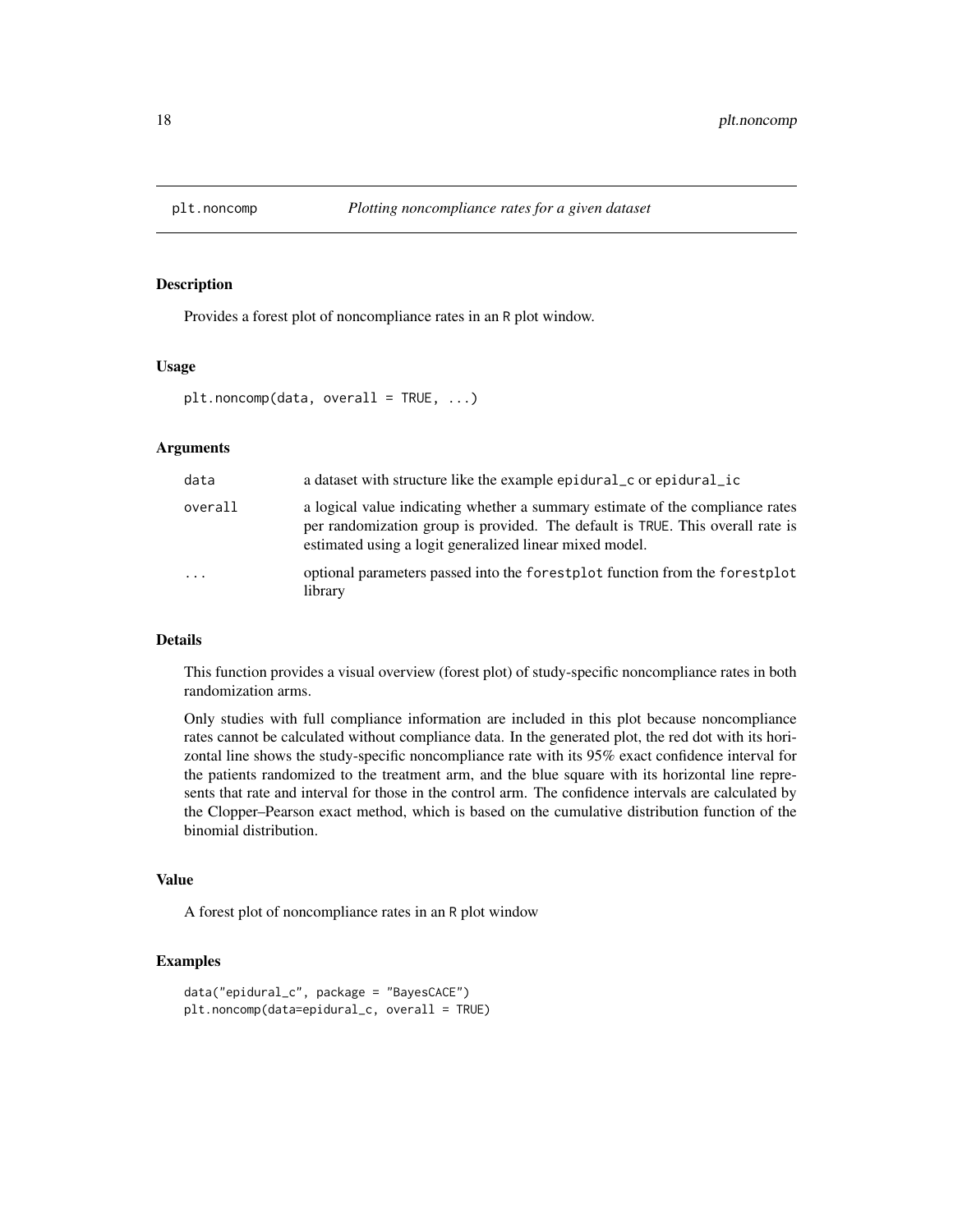# plt.noncomp — *Plotting noncompliance rates for a given dataset*

## Description

Provides a forest plot of noncompliance rates in an R plot window.

## Usage

```
plt.noncomp(data, overall = TRUE, ...)
```

## Arguments

| | |
|---|---|
| data | a dataset with structure like the example epidural_c or epidural_ic |
| overall | a logical value indicating whether a summary estimate of the compliance rates per randomization group is provided. The default is TRUE. This overall rate is estimated using a logit generalized linear mixed model. |
| ... | optional parameters passed into the forestplot function from the forestplot library |

## Details

This function provides a visual overview (forest plot) of study-specific noncompliance rates in both randomization arms.

Only studies with full compliance information are included in this plot because noncompliance rates cannot be calculated without compliance data. In the generated plot, the red dot with its horizontal line shows the study-specific noncompliance rate with its 95% exact confidence interval for the patients randomized to the treatment arm, and the blue square with its horizontal line represents that rate and interval for those in the control arm. The confidence intervals are calculated by the Clopper–Pearson exact method, which is based on the cumulative distribution function of the binomial distribution.

## Value

A forest plot of noncompliance rates in an R plot window

## Examples

```
data("epidural_c", package = "BayesCACE")
plt.noncomp(data=epidural_c, overall = TRUE)
```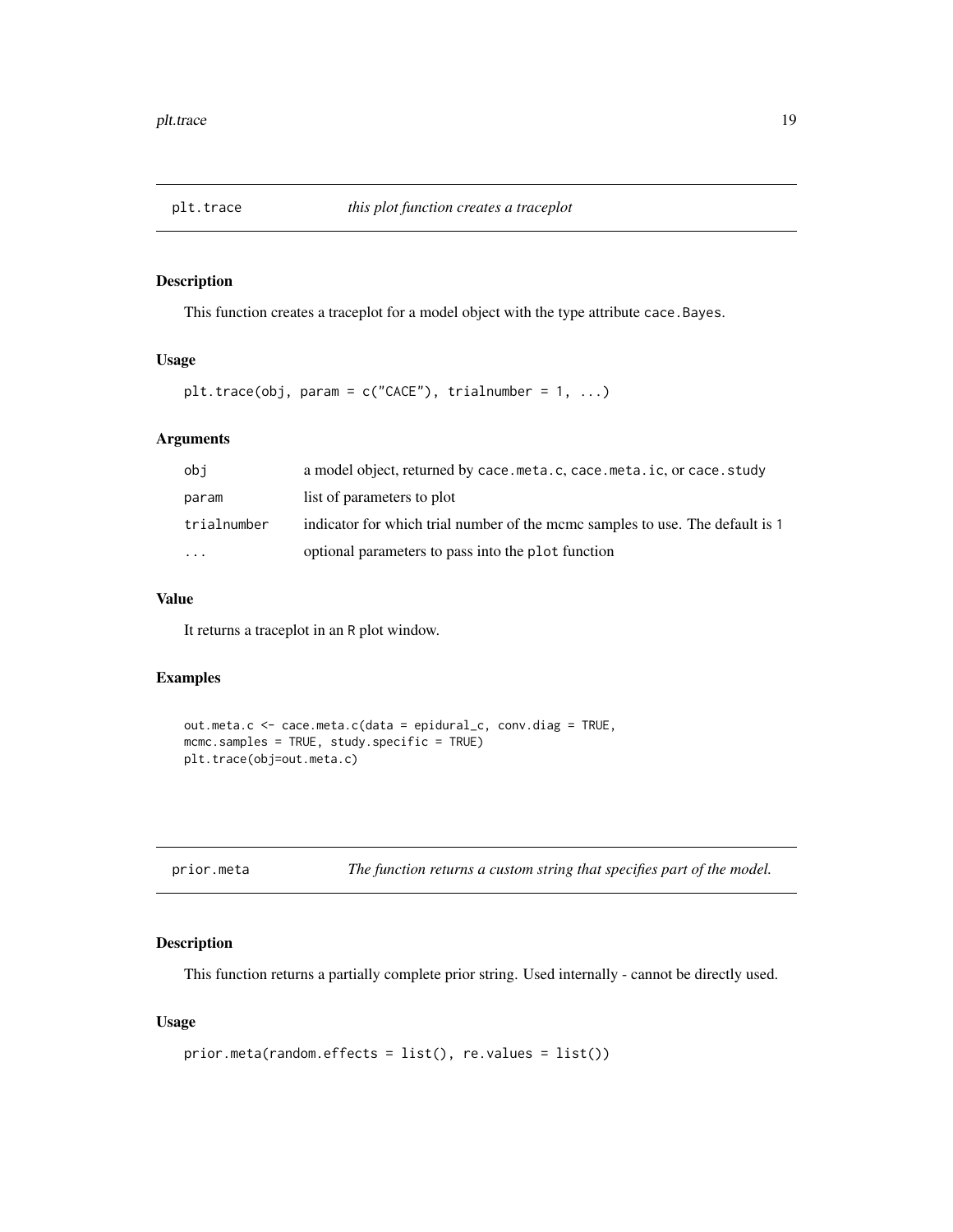## plt.trace *this plot function creates a traceplot*

### Description

This function creates a traceplot for a model object with the type attribute `cace.Bayes`.

### Usage

```
plt.trace(obj, param = c("CACE"), trialnumber = 1, ...)
```

### Arguments

| | |
|---|---|
| `obj` | a model object, returned by `cace.meta.c`, `cace.meta.ic`, or `cace.study` |
| `param` | list of parameters to plot |
| `trialnumber` | indicator for which trial number of the mcmc samples to use. The default is `1` |
| `...` | optional parameters to pass into the `plot` function |

### Value

It returns a traceplot in an R plot window.

### Examples

```
out.meta.c <- cace.meta.c(data = epidural_c, conv.diag = TRUE,
mcmc.samples = TRUE, study.specific = TRUE)
plt.trace(obj=out.meta.c)
```

## prior.meta *The function returns a custom string that specifies part of the model.*

### Description

This function returns a partially complete prior string. Used internally - cannot be directly used.

### Usage

```
prior.meta(random.effects = list(), re.values = list())
```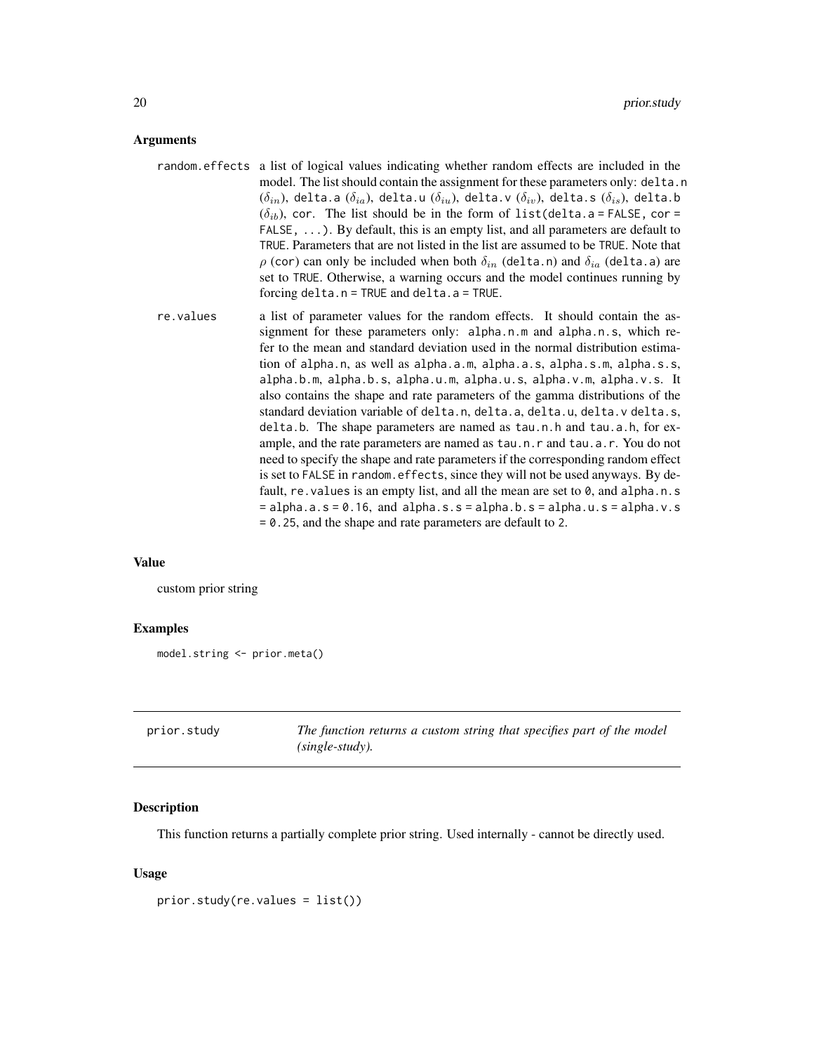### Arguments

random.effects
a list of logical values indicating whether random effects are included in the model. The list should contain the assignment for these parameters only: delta.n ($\delta_{in}$), delta.a ($\delta_{ia}$), delta.u ($\delta_{iu}$), delta.v ($\delta_{iv}$), delta.s ($\delta_{is}$), delta.b ($\delta_{ib}$), cor. The list should be in the form of list(delta.a = FALSE, cor = FALSE, ...). By default, this is an empty list, and all parameters are default to TRUE. Parameters that are not listed in the list are assumed to be TRUE. Note that $\rho$ (cor) can only be included when both $\delta_{in}$ (delta.n) and $\delta_{ia}$ (delta.a) are set to TRUE. Otherwise, a warning occurs and the model continues running by forcing delta.n = TRUE and delta.a = TRUE.

re.values
a list of parameter values for the random effects. It should contain the assignment for these parameters only: alpha.n.m and alpha.n.s, which refer to the mean and standard deviation used in the normal distribution estimation of alpha.n, as well as alpha.a.m, alpha.a.s, alpha.s.m, alpha.s.s, alpha.b.m, alpha.b.s, alpha.u.m, alpha.u.s, alpha.v.m, alpha.v.s. It also contains the shape and rate parameters of the gamma distributions of the standard deviation variable of delta.n, delta.a, delta.u, delta.v delta.s, delta.b. The shape parameters are named as tau.n.h and tau.a.h, for example, and the rate parameters are named as tau.n.r and tau.a.r. You do not need to specify the shape and rate parameters if the corresponding random effect is set to FALSE in random.effects, since they will not be used anyways. By default, re.values is an empty list, and all the mean are set to 0, and alpha.n.s = alpha.a.s = 0.16, and alpha.s.s = alpha.b.s = alpha.u.s = alpha.v.s = 0.25, and the shape and rate parameters are default to 2.

### Value

custom prior string

### Examples

```
model.string <- prior.meta()
```

## prior.study — *The function returns a custom string that specifies part of the model (single-study).*

### Description

This function returns a partially complete prior string. Used internally - cannot be directly used.

### Usage

```
prior.study(re.values = list())
```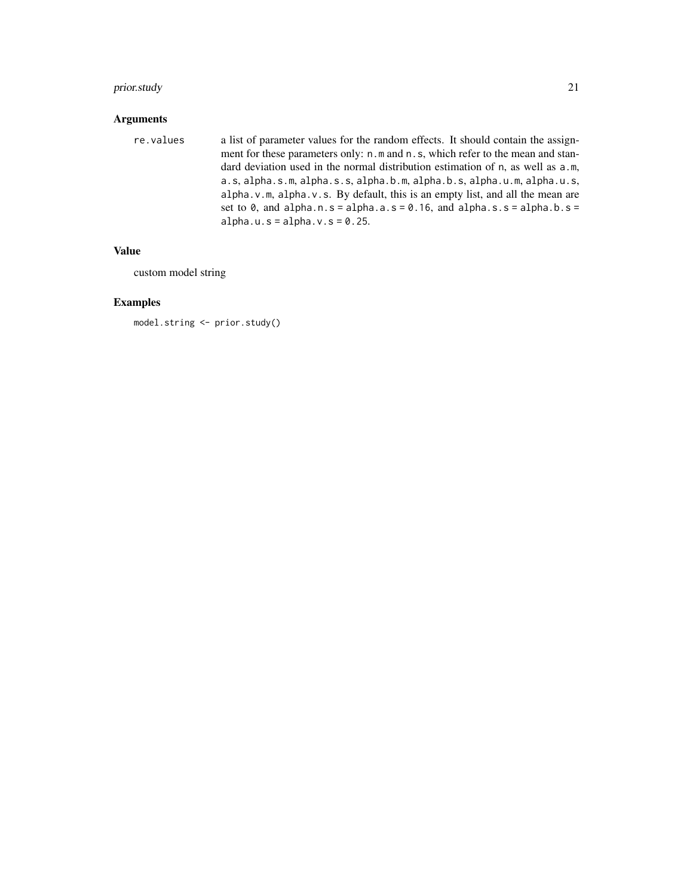## Arguments

re.values a list of parameter values for the random effects. It should contain the assignment for these parameters only: `n.m` and `n.s`, which refer to the mean and standard deviation used in the normal distribution estimation of `n`, as well as `a.m`, `a.s`, `alpha.s.m`, `alpha.s.s`, `alpha.b.m`, `alpha.b.s`, `alpha.u.m`, `alpha.u.s`, `alpha.v.m`, `alpha.v.s`. By default, this is an empty list, and all the mean are set to `0`, and `alpha.n.s = alpha.a.s = 0.16`, and `alpha.s.s = alpha.b.s = alpha.u.s = alpha.v.s = 0.25`.

## Value

custom model string

## Examples

```
model.string <- prior.study()
```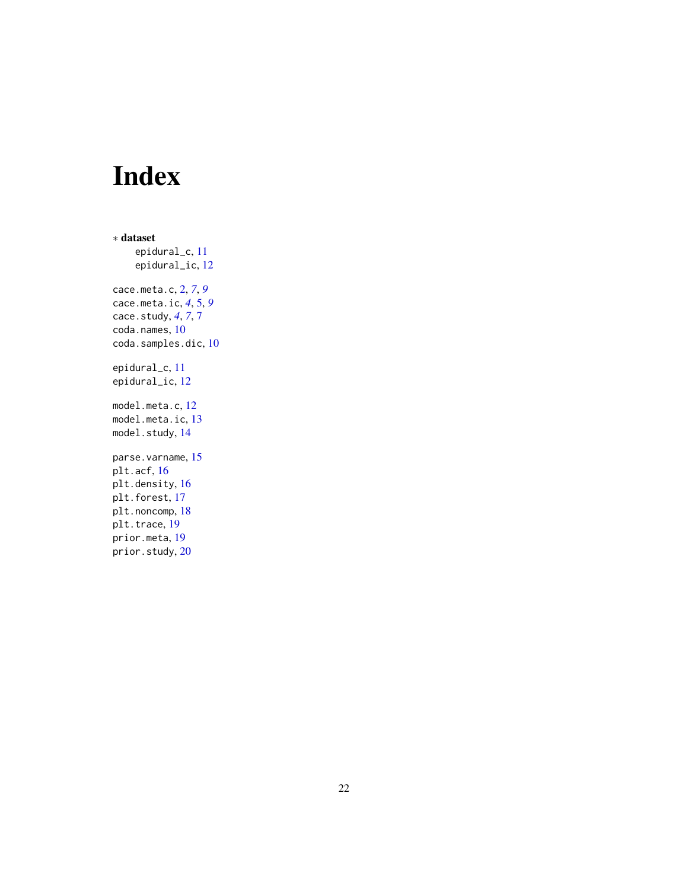# Index

∗ **dataset**
    epidural_c, 11
    epidural_ic, 12

cace.meta.c, 2, *7*, *9*
cace.meta.ic, *4*, 5, *9*
cace.study, *4*, *7*, 7
coda.names, 10
coda.samples.dic, 10

epidural_c, 11
epidural_ic, 12

model.meta.c, 12
model.meta.ic, 13
model.study, 14

parse.varname, 15
plt.acf, 16
plt.density, 16
plt.forest, 17
plt.noncomp, 18
plt.trace, 19
prior.meta, 19
prior.study, 20